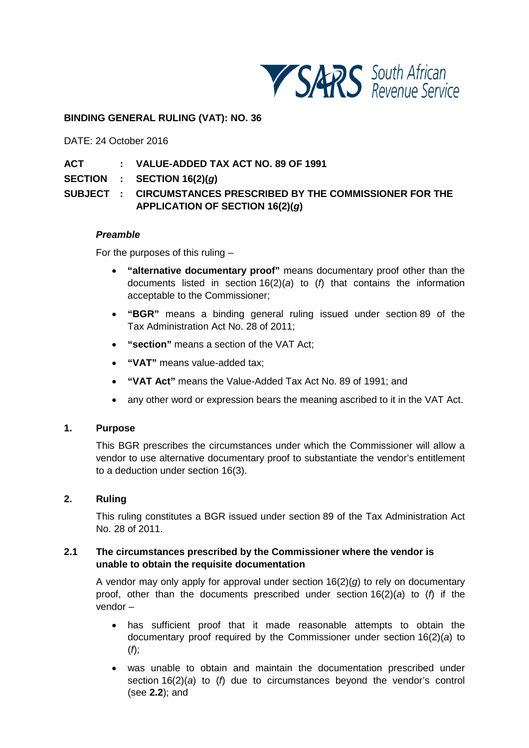**BINDING GENERAL RULING (VAT): NO. 36**

DATE: 24 October 2016

**ACT : VALUE-ADDED TAX ACT NO. 89 OF 1991**

**SECTION : SECTION 16(2)(*g*)**

**SUBJECT : CIRCUMSTANCES PRESCRIBED BY THE COMMISSIONER FOR THE APPLICATION OF SECTION 16(2)(*g*)**

***Preamble***

For the purposes of this ruling –

- **"alternative documentary proof"** means documentary proof other than the documents listed in section 16(2)(*a*) to (*f*) that contains the information acceptable to the Commissioner;
- **"BGR"** means a binding general ruling issued under section 89 of the Tax Administration Act No. 28 of 2011;
- **"section"** means a section of the VAT Act;
- **"VAT"** means value-added tax;
- **"VAT Act"** means the Value-Added Tax Act No. 89 of 1991; and
- any other word or expression bears the meaning ascribed to it in the VAT Act.

## 1. Purpose

This BGR prescribes the circumstances under which the Commissioner will allow a vendor to use alternative documentary proof to substantiate the vendor's entitlement to a deduction under section 16(3).

## 2. Ruling

This ruling constitutes a BGR issued under section 89 of the Tax Administration Act No. 28 of 2011.

### 2.1 The circumstances prescribed by the Commissioner where the vendor is unable to obtain the requisite documentation

A vendor may only apply for approval under section 16(2)(*g*) to rely on documentary proof, other than the documents prescribed under section 16(2)(*a*) to (*f*) if the vendor –

- has sufficient proof that it made reasonable attempts to obtain the documentary proof required by the Commissioner under section 16(2)(*a*) to (*f*);
- was unable to obtain and maintain the documentation prescribed under section 16(2)(*a*) to (*f*) due to circumstances beyond the vendor's control (see **2.2**); and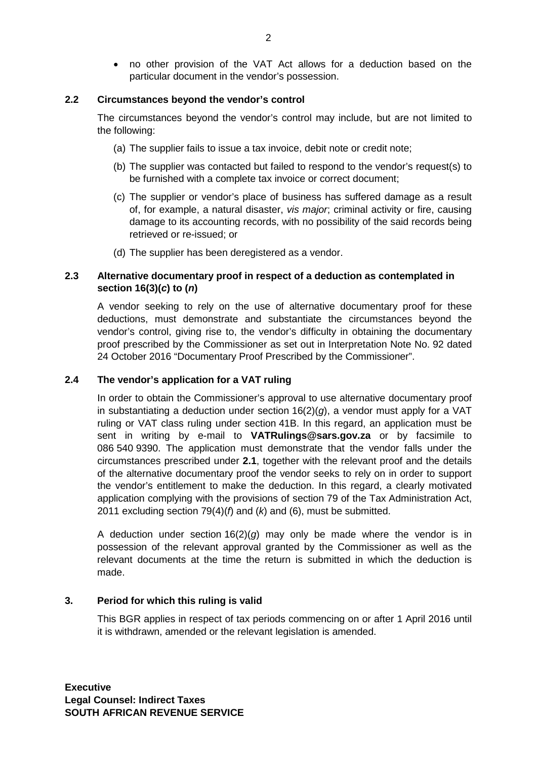- no other provision of the VAT Act allows for a deduction based on the particular document in the vendor's possession.

## 2.2 Circumstances beyond the vendor's control

The circumstances beyond the vendor's control may include, but are not limited to the following:

(a) The supplier fails to issue a tax invoice, debit note or credit note;

(b) The supplier was contacted but failed to respond to the vendor's request(s) to be furnished with a complete tax invoice or correct document;

(c) The supplier or vendor's place of business has suffered damage as a result of, for example, a natural disaster, *vis major*; criminal activity or fire, causing damage to its accounting records, with no possibility of the said records being retrieved or re-issued; or

(d) The supplier has been deregistered as a vendor.

## 2.3 Alternative documentary proof in respect of a deduction as contemplated in section 16(3)(*c*) to (*n*)

A vendor seeking to rely on the use of alternative documentary proof for these deductions, must demonstrate and substantiate the circumstances beyond the vendor's control, giving rise to, the vendor's difficulty in obtaining the documentary proof prescribed by the Commissioner as set out in Interpretation Note No. 92 dated 24 October 2016 "Documentary Proof Prescribed by the Commissioner".

## 2.4 The vendor's application for a VAT ruling

In order to obtain the Commissioner's approval to use alternative documentary proof in substantiating a deduction under section 16(2)(*g*), a vendor must apply for a VAT ruling or VAT class ruling under section 41B. In this regard, an application must be sent in writing by e-mail to **VATRulings@sars.gov.za** or by facsimile to 086 540 9390. The application must demonstrate that the vendor falls under the circumstances prescribed under **2.1**, together with the relevant proof and the details of the alternative documentary proof the vendor seeks to rely on in order to support the vendor's entitlement to make the deduction. In this regard, a clearly motivated application complying with the provisions of section 79 of the Tax Administration Act, 2011 excluding section 79(4)(*f*) and (*k*) and (6), must be submitted.

A deduction under section 16(2)(*g*) may only be made where the vendor is in possession of the relevant approval granted by the Commissioner as well as the relevant documents at the time the return is submitted in which the deduction is made.

## 3. Period for which this ruling is valid

This BGR applies in respect of tax periods commencing on or after 1 April 2016 until it is withdrawn, amended or the relevant legislation is amended.

**Executive**
**Legal Counsel: Indirect Taxes**
**SOUTH AFRICAN REVENUE SERVICE**